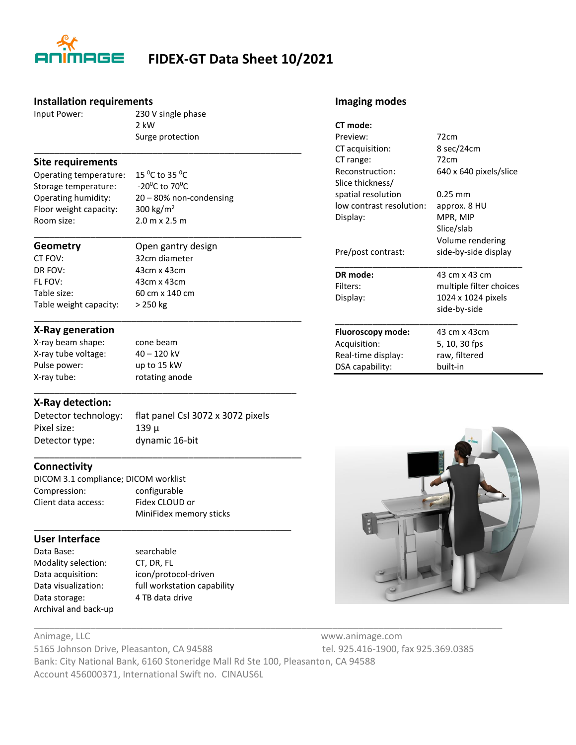# FIDEX-GT Data Sheet 10/2021

## Installation requirements

| | |
|---|---|
| Input Power: | 230 V single phase<br>2 kW<br>Surge protection |

## Site requirements

| | |
|---|---|
| Operating temperature: | 15 °C to 35 °C |
| Storage temperature: | -20°C to 70°C |
| Operating humidity: | 20 – 80% non-condensing |
| Floor weight capacity: | 300 kg/m² |
| Room size: | 2.0 m x 2.5 m |

## Geometry

Open gantry design

| | |
|---|---|
| CT FOV: | 32cm diameter |
| DR FOV: | 43cm x 43cm |
| FL FOV: | 43cm x 43cm |
| Table size: | 60 cm x 140 cm |
| Table weight capacity: | > 250 kg |

## X-Ray generation

| | |
|---|---|
| X-ray beam shape: | cone beam |
| X-ray tube voltage: | 40 – 120 kV |
| Pulse power: | up to 15 kW |
| X-ray tube: | rotating anode |

## X-Ray detection:

| | |
|---|---|
| Detector technology: | flat panel CsI 3072 x 3072 pixels |
| Pixel size: | 139 µ |
| Detector type: | dynamic 16-bit |

## Connectivity

DICOM 3.1 compliance; DICOM worklist

| | |
|---|---|
| Compression: | configurable |
| Client data access: | Fidex CLOUD or<br>MiniFidex memory sticks |

## User Interface

| | |
|---|---|
| Data Base: | searchable |
| Modality selection: | CT, DR, FL |
| Data acquisition: | icon/protocol-driven |
| Data visualization: | full workstation capability |
| Data storage: | 4 TB data drive |
| Archival and back-up | |

## Imaging modes

**CT mode:**

| | |
|---|---|
| Preview: | 72cm |
| CT acquisition: | 8 sec/24cm |
| CT range: | 72cm |
| Reconstruction: | 640 x 640 pixels/slice |
| Slice thickness/ spatial resolution | 0.25 mm |
| low contrast resolution: | approx. 8 HU |
| Display: | MPR, MIP<br>Slice/slab<br>Volume rendering |
| Pre/post contrast: | side-by-side display |

| **DR mode:** | 43 cm x 43 cm |
|---|---|
| Filters: | multiple filter choices |
| Display: | 1024 x 1024 pixels<br>side-by-side |

| **Fluoroscopy mode:** | 43 cm x 43cm |
|---|---|
| Acquisition: | 5, 10, 30 fps |
| Real-time display: | raw, filtered |
| DSA capability: | built-in |

---

Animage, LLC
5165 Johnson Drive, Pleasanton, CA 94588
www.animage.com
tel. 925.416-1900, fax 925.369.0385
Bank: City National Bank, 6160 Stoneridge Mall Rd Ste 100, Pleasanton, CA 94588
Account 456000371, International Swift no. CINAUS6L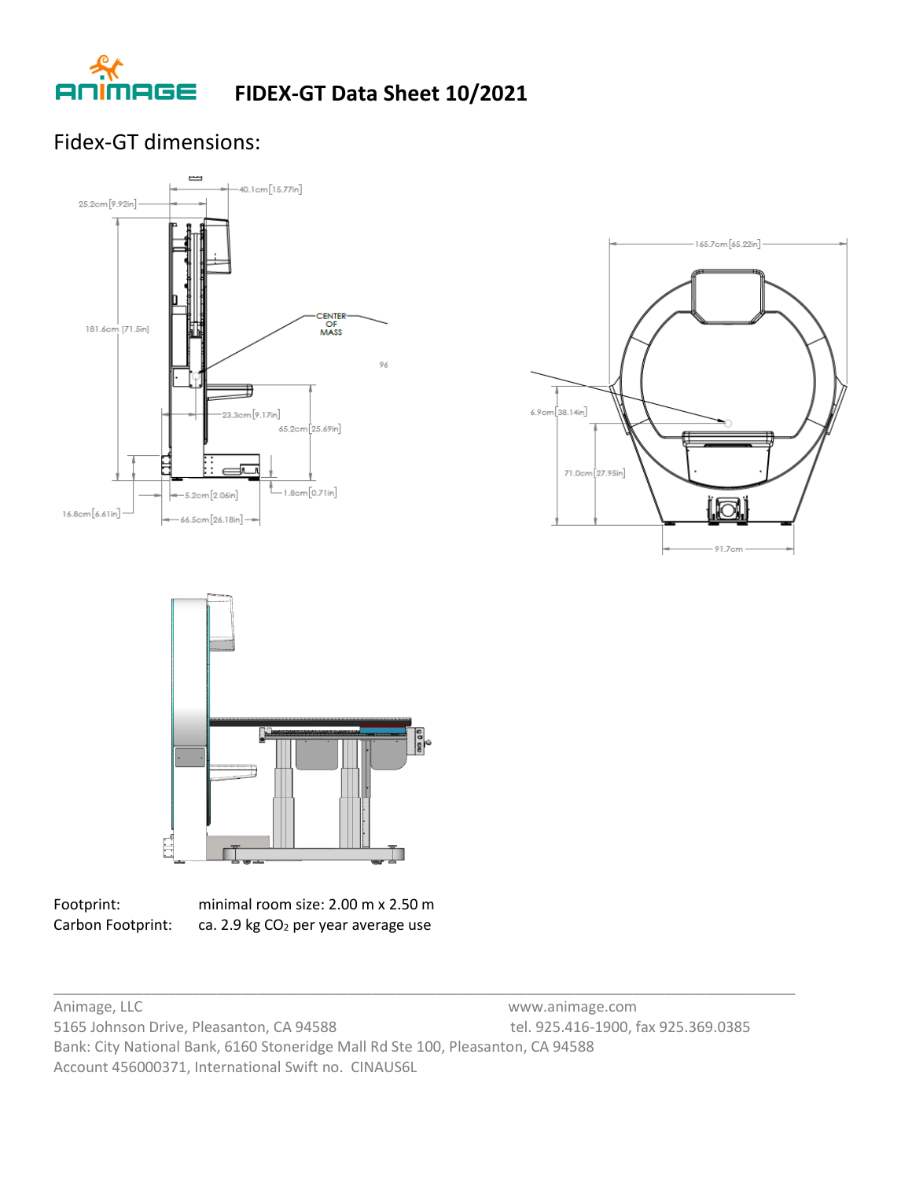# FIDEX-GT Data Sheet 10/2021

## Fidex-GT dimensions:

40.1cm [15.77in]
25.2cm [9.92in]
181.6cm [71.5in]
CENTER OF MASS
96
23.3cm [9.17in]
65.2cm [25.69in]
5.2cm [2.06in]
1.8cm [0.71in]
16.8cm [6.61in]
66.5cm [26.18in]

165.7cm [65.22in]
6.9cm [38.14in]
71.0cm [27.95in]
91.7cm

Footprint: minimal room size: 2.00 m x 2.50 m

Carbon Footprint: ca. 2.9 kg $CO_2$ per year average use

---

Animage, LLC
5165 Johnson Drive, Pleasanton, CA 94588
Bank: City National Bank, 6160 Stoneridge Mall Rd Ste 100, Pleasanton, CA 94588
Account 456000371, International Swift no. CINAUS6L

www.animage.com
tel. 925.416-1900, fax 925.369.0385